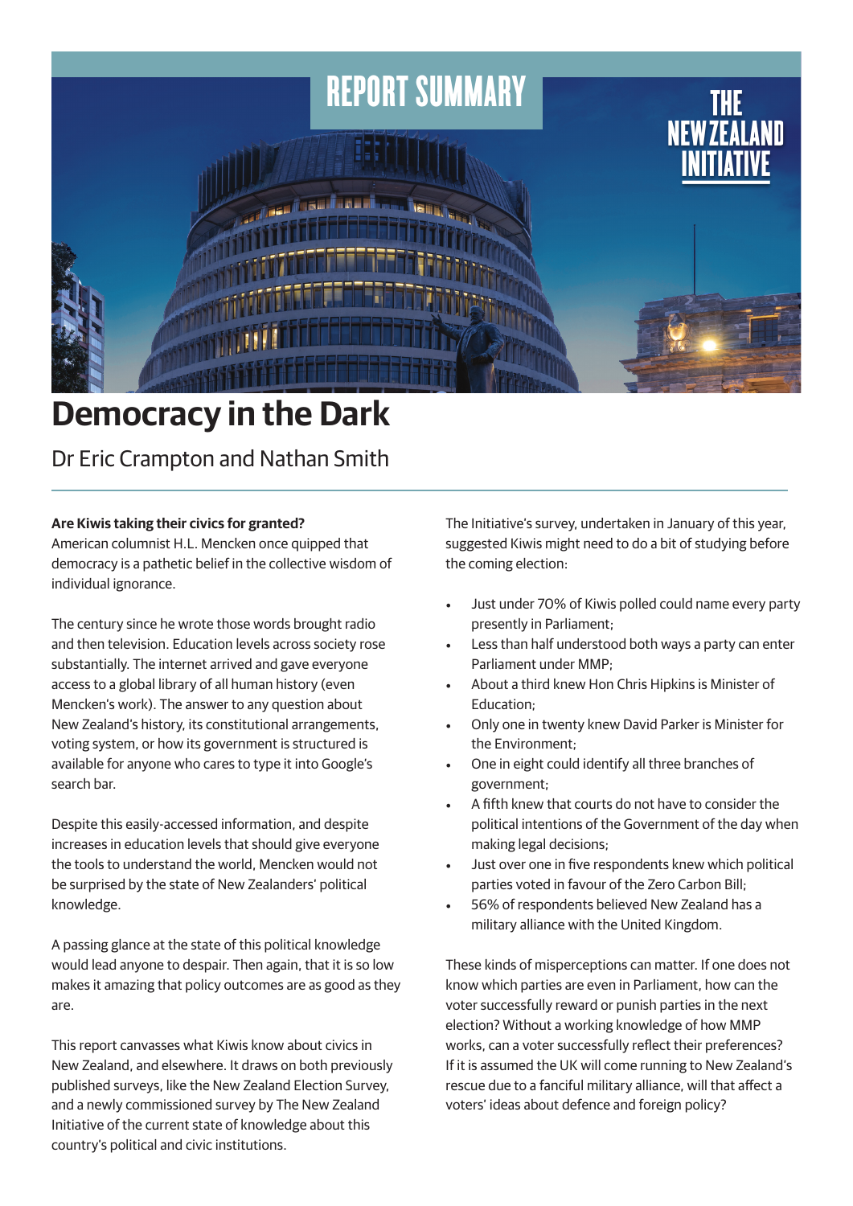REPORT SUMMARY

THE NEW ZEALAND INITIATIVE

# Democracy in the Dark

Dr Eric Crampton and Nathan Smith

**Are Kiwis taking their civics for granted?**

American columnist H.L. Mencken once quipped that democracy is a pathetic belief in the collective wisdom of individual ignorance.

The century since he wrote those words brought radio and then television. Education levels across society rose substantially. The internet arrived and gave everyone access to a global library of all human history (even Mencken's work). The answer to any question about New Zealand's history, its constitutional arrangements, voting system, or how its government is structured is available for anyone who cares to type it into Google's search bar.

Despite this easily-accessed information, and despite increases in education levels that should give everyone the tools to understand the world, Mencken would not be surprised by the state of New Zealanders' political knowledge.

A passing glance at the state of this political knowledge would lead anyone to despair. Then again, that it is so low makes it amazing that policy outcomes are as good as they are.

This report canvasses what Kiwis know about civics in New Zealand, and elsewhere. It draws on both previously published surveys, like the New Zealand Election Survey, and a newly commissioned survey by The New Zealand Initiative of the current state of knowledge about this country's political and civic institutions.

The Initiative's survey, undertaken in January of this year, suggested Kiwis might need to do a bit of studying before the coming election:

- Just under 70% of Kiwis polled could name every party presently in Parliament;
- Less than half understood both ways a party can enter Parliament under MMP;
- About a third knew Hon Chris Hipkins is Minister of Education;
- Only one in twenty knew David Parker is Minister for the Environment;
- One in eight could identify all three branches of government;
- A fifth knew that courts do not have to consider the political intentions of the Government of the day when making legal decisions;
- Just over one in five respondents knew which political parties voted in favour of the Zero Carbon Bill;
- 56% of respondents believed New Zealand has a military alliance with the United Kingdom.

These kinds of misperceptions can matter. If one does not know which parties are even in Parliament, how can the voter successfully reward or punish parties in the next election? Without a working knowledge of how MMP works, can a voter successfully reflect their preferences? If it is assumed the UK will come running to New Zealand's rescue due to a fanciful military alliance, will that affect a voters' ideas about defence and foreign policy?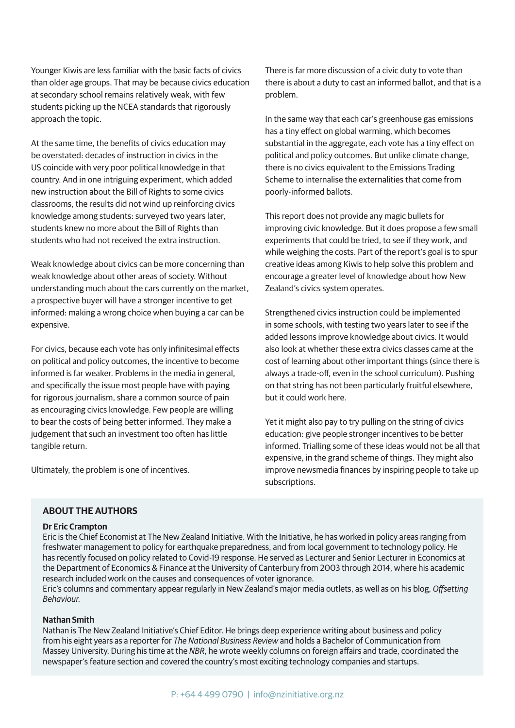Younger Kiwis are less familiar with the basic facts of civics than older age groups. That may be because civics education at secondary school remains relatively weak, with few students picking up the NCEA standards that rigorously approach the topic.

At the same time, the benefits of civics education may be overstated: decades of instruction in civics in the US coincide with very poor political knowledge in that country. And in one intriguing experiment, which added new instruction about the Bill of Rights to some civics classrooms, the results did not wind up reinforcing civics knowledge among students: surveyed two years later, students knew no more about the Bill of Rights than students who had not received the extra instruction.

Weak knowledge about civics can be more concerning than weak knowledge about other areas of society. Without understanding much about the cars currently on the market, a prospective buyer will have a stronger incentive to get informed: making a wrong choice when buying a car can be expensive.

For civics, because each vote has only infinitesimal effects on political and policy outcomes, the incentive to become informed is far weaker. Problems in the media in general, and specifically the issue most people have with paying for rigorous journalism, share a common source of pain as encouraging civics knowledge. Few people are willing to bear the costs of being better informed. They make a judgement that such an investment too often has little tangible return.

Ultimately, the problem is one of incentives.

There is far more discussion of a civic duty to vote than there is about a duty to cast an informed ballot, and that is a problem.

In the same way that each car's greenhouse gas emissions has a tiny effect on global warming, which becomes substantial in the aggregate, each vote has a tiny effect on political and policy outcomes. But unlike climate change, there is no civics equivalent to the Emissions Trading Scheme to internalise the externalities that come from poorly-informed ballots.

This report does not provide any magic bullets for improving civic knowledge. But it does propose a few small experiments that could be tried, to see if they work, and while weighing the costs. Part of the report's goal is to spur creative ideas among Kiwis to help solve this problem and encourage a greater level of knowledge about how New Zealand's civics system operates.

Strengthened civics instruction could be implemented in some schools, with testing two years later to see if the added lessons improve knowledge about civics. It would also look at whether these extra civics classes came at the cost of learning about other important things (since there is always a trade-off, even in the school curriculum). Pushing on that string has not been particularly fruitful elsewhere, but it could work here.

Yet it might also pay to try pulling on the string of civics education: give people stronger incentives to be better informed. Trialling some of these ideas would not be all that expensive, in the grand scheme of things. They might also improve newsmedia finances by inspiring people to take up subscriptions.

## ABOUT THE AUTHORS

**Dr Eric Crampton**

Eric is the Chief Economist at The New Zealand Initiative. With the Initiative, he has worked in policy areas ranging from freshwater management to policy for earthquake preparedness, and from local government to technology policy. He has recently focused on policy related to Covid-19 response. He served as Lecturer and Senior Lecturer in Economics at the Department of Economics & Finance at the University of Canterbury from 2003 through 2014, where his academic research included work on the causes and consequences of voter ignorance.

Eric's columns and commentary appear regularly in New Zealand's major media outlets, as well as on his blog, *Offsetting Behaviour.*

**Nathan Smith**

Nathan is The New Zealand Initiative's Chief Editor. He brings deep experience writing about business and policy from his eight years as a reporter for *The National Business Review* and holds a Bachelor of Communication from Massey University. During his time at the *NBR*, he wrote weekly columns on foreign affairs and trade, coordinated the newspaper's feature section and covered the country's most exciting technology companies and startups.

P: +64 4 499 0790 | info@nzinitiative.org.nz